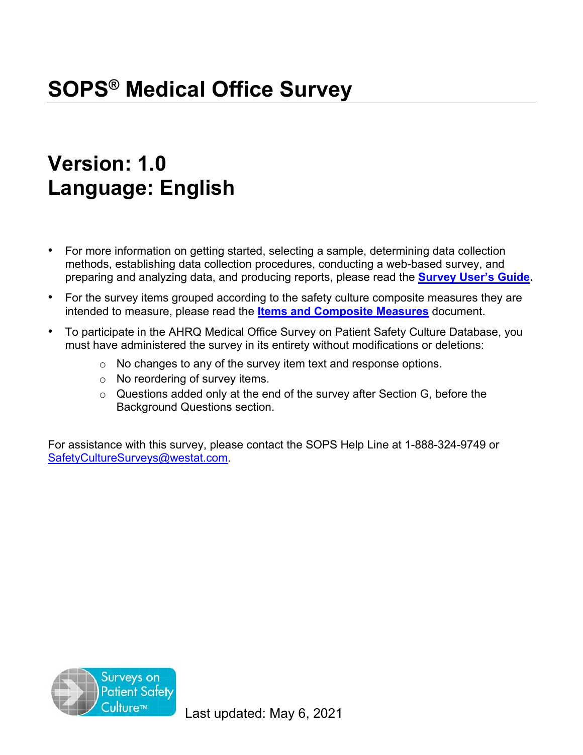# SOPS® Medical Office Survey

## Version: 1.0
## Language: English

- For more information on getting started, selecting a sample, determining data collection methods, establishing data collection procedures, conducting a web-based survey, and preparing and analyzing data, and producing reports, please read the **Survey User's Guide**.
- For the survey items grouped according to the safety culture composite measures they are intended to measure, please read the **Items and Composite Measures** document.
- To participate in the AHRQ Medical Office Survey on Patient Safety Culture Database, you must have administered the survey in its entirety without modifications or deletions:
  - No changes to any of the survey item text and response options.
  - No reordering of survey items.
  - Questions added only at the end of the survey after Section G, before the Background Questions section.

For assistance with this survey, please contact the SOPS Help Line at 1-888-324-9749 or SafetyCultureSurveys@westat.com.

Surveys on Patient Safety Culture™

Last updated: May 6, 2021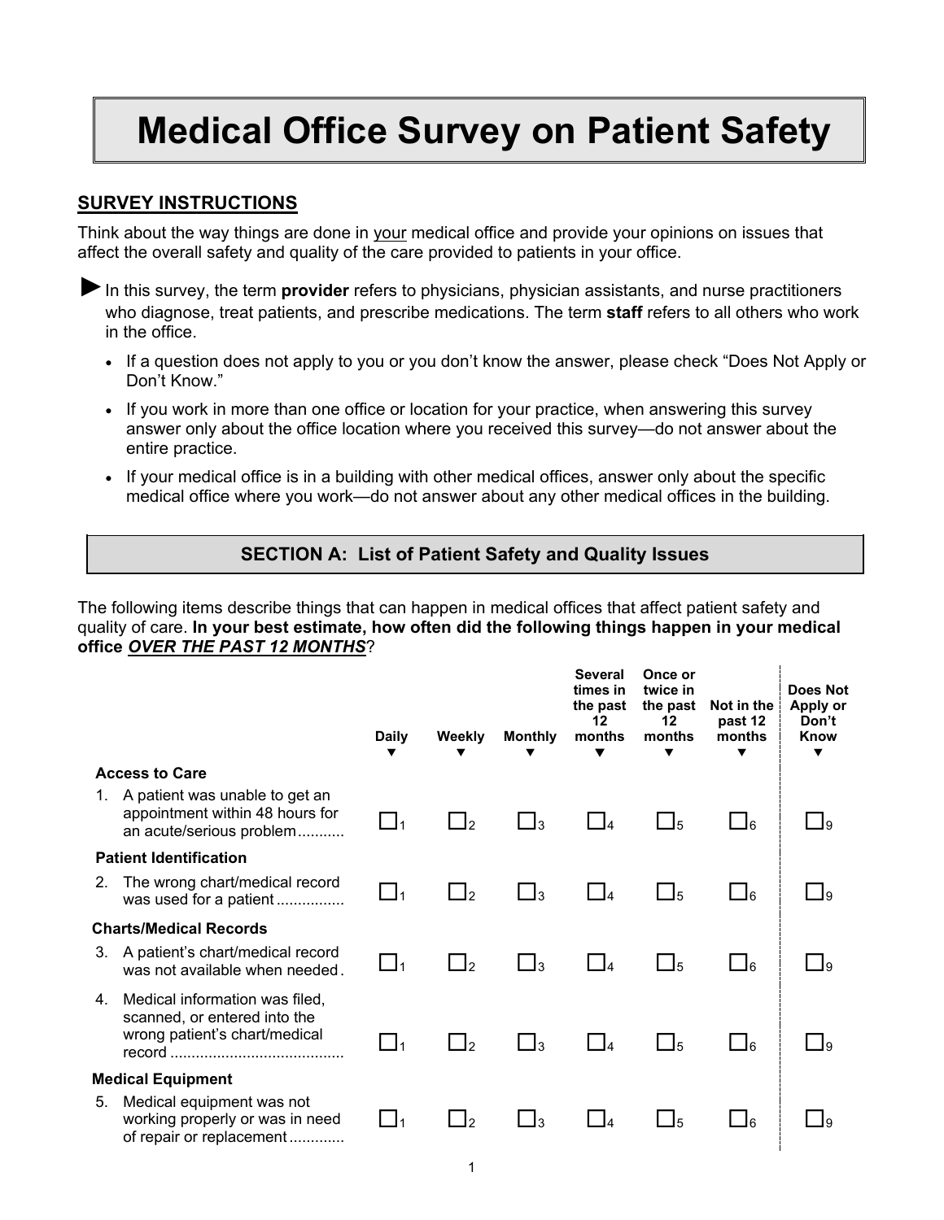# Medical Office Survey on Patient Safety

## SURVEY INSTRUCTIONS

Think about the way things are done in your medical office and provide your opinions on issues that affect the overall safety and quality of the care provided to patients in your office.

► In this survey, the term **provider** refers to physicians, physician assistants, and nurse practitioners who diagnose, treat patients, and prescribe medications. The term **staff** refers to all others who work in the office.

- If a question does not apply to you or you don't know the answer, please check "Does Not Apply or Don't Know."
- If you work in more than one office or location for your practice, when answering this survey answer only about the office location where you received this survey—do not answer about the entire practice.
- If your medical office is in a building with other medical offices, answer only about the specific medical office where you work—do not answer about any other medical offices in the building.

## SECTION A: List of Patient Safety and Quality Issues

The following items describe things that can happen in medical offices that affect patient safety and quality of care. **In your best estimate, how often did the following things happen in your medical office *OVER THE PAST 12 MONTHS*?**

| | Daily ▼ | Weekly ▼ | Monthly ▼ | Several times in the past 12 months ▼ | Once or twice in the past 12 months ▼ | Not in the past 12 months ▼ | Does Not Apply or Don't Know ▼ |
|---|---|---|---|---|---|---|---|
| **Access to Care** | | | | | | | |
| 1. A patient was unable to get an appointment within 48 hours for an acute/serious problem | ☐1 | ☐2 | ☐3 | ☐4 | ☐5 | ☐6 | ☐9 |
| **Patient Identification** | | | | | | | |
| 2. The wrong chart/medical record was used for a patient | ☐1 | ☐2 | ☐3 | ☐4 | ☐5 | ☐6 | ☐9 |
| **Charts/Medical Records** | | | | | | | |
| 3. A patient's chart/medical record was not available when needed | ☐1 | ☐2 | ☐3 | ☐4 | ☐5 | ☐6 | ☐9 |
| 4. Medical information was filed, scanned, or entered into the wrong patient's chart/medical record | ☐1 | ☐2 | ☐3 | ☐4 | ☐5 | ☐6 | ☐9 |
| **Medical Equipment** | | | | | | | |
| 5. Medical equipment was not working properly or was in need of repair or replacement | ☐1 | ☐2 | ☐3 | ☐4 | ☐5 | ☐6 | ☐9 |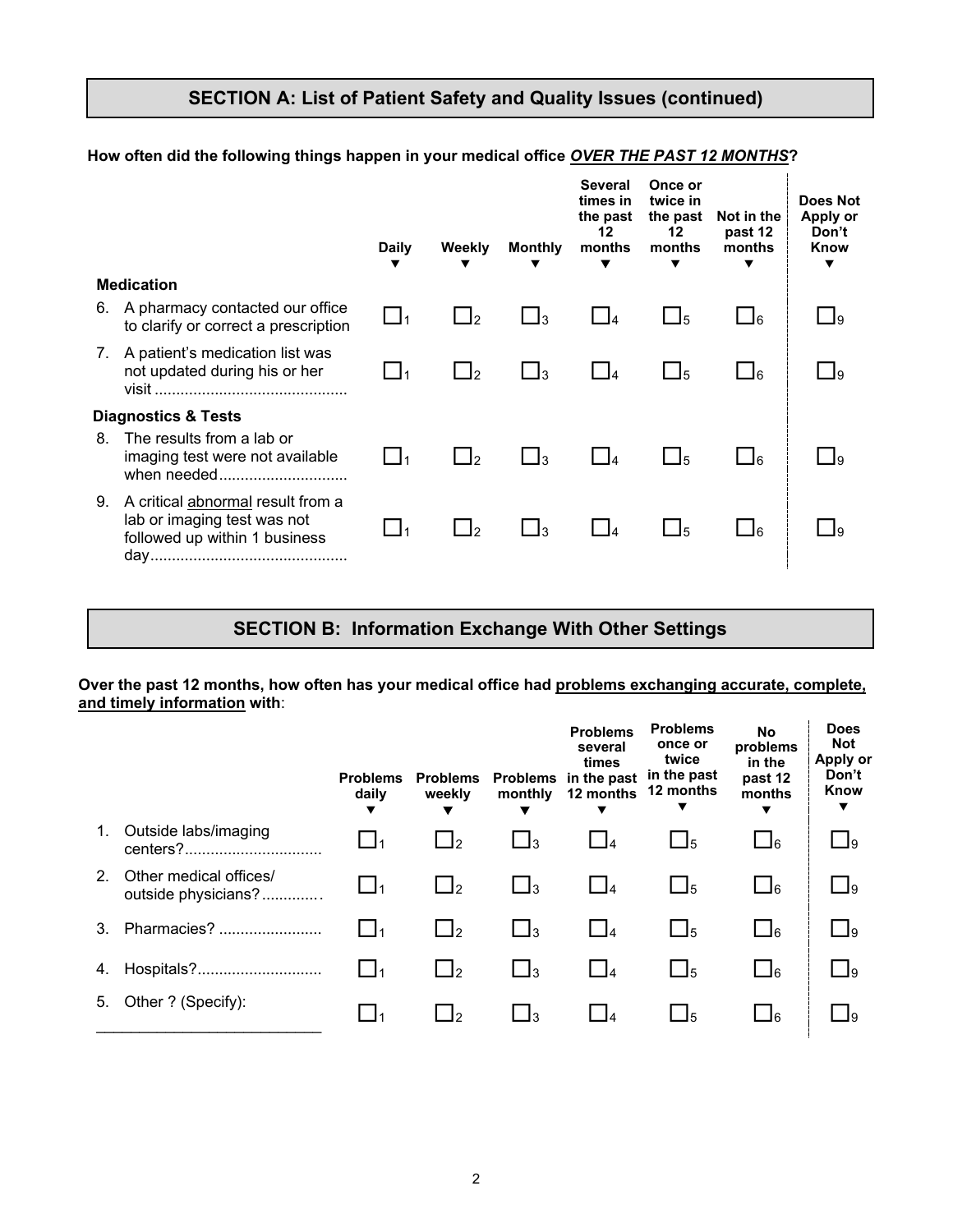## SECTION A: List of Patient Safety and Quality Issues (continued)

**How often did the following things happen in your medical office *OVER THE PAST 12 MONTHS*?**

| | Daily ▼ | Weekly ▼ | Monthly ▼ | Several times in the past 12 months ▼ | Once or twice in the past 12 months ▼ | Not in the past 12 months ▼ | Does Not Apply or Don't Know ▼ |
|---|---|---|---|---|---|---|---|
| **Medication** | | | | | | | |
| 6. A pharmacy contacted our office to clarify or correct a prescription | ☐1 | ☐2 | ☐3 | ☐4 | ☐5 | ☐6 | ☐9 |
| 7. A patient's medication list was not updated during his or her visit ............................................ | ☐1 | ☐2 | ☐3 | ☐4 | ☐5 | ☐6 | ☐9 |
| **Diagnostics & Tests** | | | | | | | |
| 8. The results from a lab or imaging test were not available when needed............................. | ☐1 | ☐2 | ☐3 | ☐4 | ☐5 | ☐6 | ☐9 |
| 9. A critical abnormal result from a lab or imaging test was not followed up within 1 business day............................................. | ☐1 | ☐2 | ☐3 | ☐4 | ☐5 | ☐6 | ☐9 |

## SECTION B: Information Exchange With Other Settings

**Over the past 12 months, how often has your medical office had problems exchanging accurate, complete, and timely information with**:

| | Problems daily ▼ | Problems weekly ▼ | Problems monthly ▼ | Problems several times in the past 12 months ▼ | Problems once or twice in the past 12 months ▼ | No problems in the past 12 months ▼ | Does Not Apply or Don't Know ▼ |
|---|---|---|---|---|---|---|---|
| 1. Outside labs/imaging centers?............................... | ☐1 | ☐2 | ☐3 | ☐4 | ☐5 | ☐6 | ☐9 |
| 2. Other medical offices/ outside physicians?............. | ☐1 | ☐2 | ☐3 | ☐4 | ☐5 | ☐6 | ☐9 |
| 3. Pharmacies? ....................... | ☐1 | ☐2 | ☐3 | ☐4 | ☐5 | ☐6 | ☐9 |
| 4. Hospitals?............................ | ☐1 | ☐2 | ☐3 | ☐4 | ☐5 | ☐6 | ☐9 |
| 5. Other ? (Specify): ___________________________ | ☐1 | ☐2 | ☐3 | ☐4 | ☐5 | ☐6 | ☐9 |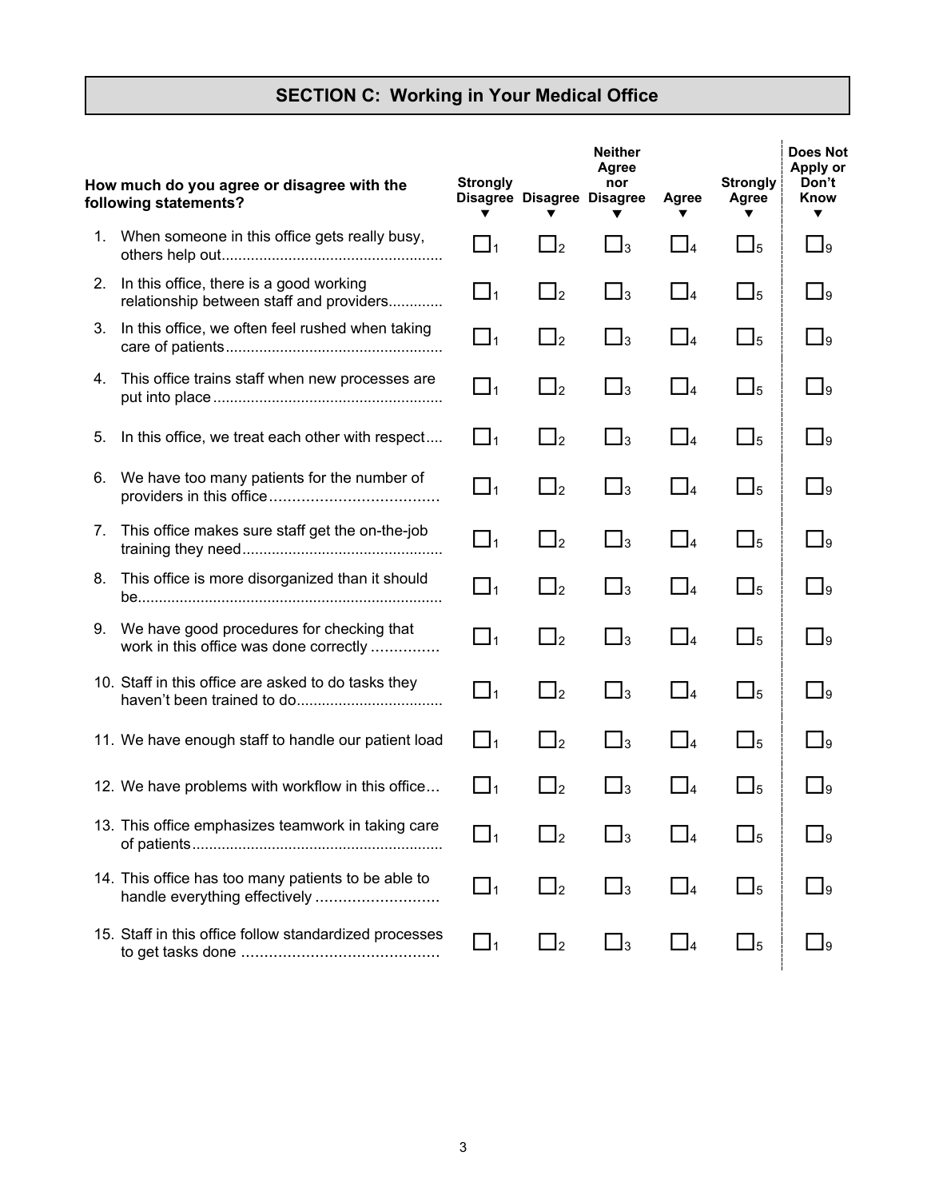## SECTION C: Working in Your Medical Office

| How much do you agree or disagree with the following statements? | Strongly Disagree ▼ | Disagree ▼ | Neither Agree nor Disagree ▼ | Agree ▼ | Strongly Agree ▼ | Does Not Apply or Don't Know ▼ |
|---|---|---|---|---|---|---|
| 1. When someone in this office gets really busy, others help out | ☐1 | ☐2 | ☐3 | ☐4 | ☐5 | ☐9 |
| 2. In this office, there is a good working relationship between staff and providers | ☐1 | ☐2 | ☐3 | ☐4 | ☐5 | ☐9 |
| 3. In this office, we often feel rushed when taking care of patients | ☐1 | ☐2 | ☐3 | ☐4 | ☐5 | ☐9 |
| 4. This office trains staff when new processes are put into place | ☐1 | ☐2 | ☐3 | ☐4 | ☐5 | ☐9 |
| 5. In this office, we treat each other with respect | ☐1 | ☐2 | ☐3 | ☐4 | ☐5 | ☐9 |
| 6. We have too many patients for the number of providers in this office | ☐1 | ☐2 | ☐3 | ☐4 | ☐5 | ☐9 |
| 7. This office makes sure staff get the on-the-job training they need | ☐1 | ☐2 | ☐3 | ☐4 | ☐5 | ☐9 |
| 8. This office is more disorganized than it should be | ☐1 | ☐2 | ☐3 | ☐4 | ☐5 | ☐9 |
| 9. We have good procedures for checking that work in this office was done correctly | ☐1 | ☐2 | ☐3 | ☐4 | ☐5 | ☐9 |
| 10. Staff in this office are asked to do tasks they haven't been trained to do | ☐1 | ☐2 | ☐3 | ☐4 | ☐5 | ☐9 |
| 11. We have enough staff to handle our patient load | ☐1 | ☐2 | ☐3 | ☐4 | ☐5 | ☐9 |
| 12. We have problems with workflow in this office | ☐1 | ☐2 | ☐3 | ☐4 | ☐5 | ☐9 |
| 13. This office emphasizes teamwork in taking care of patients | ☐1 | ☐2 | ☐3 | ☐4 | ☐5 | ☐9 |
| 14. This office has too many patients to be able to handle everything effectively | ☐1 | ☐2 | ☐3 | ☐4 | ☐5 | ☐9 |
| 15. Staff in this office follow standardized processes to get tasks done | ☐1 | ☐2 | ☐3 | ☐4 | ☐5 | ☐9 |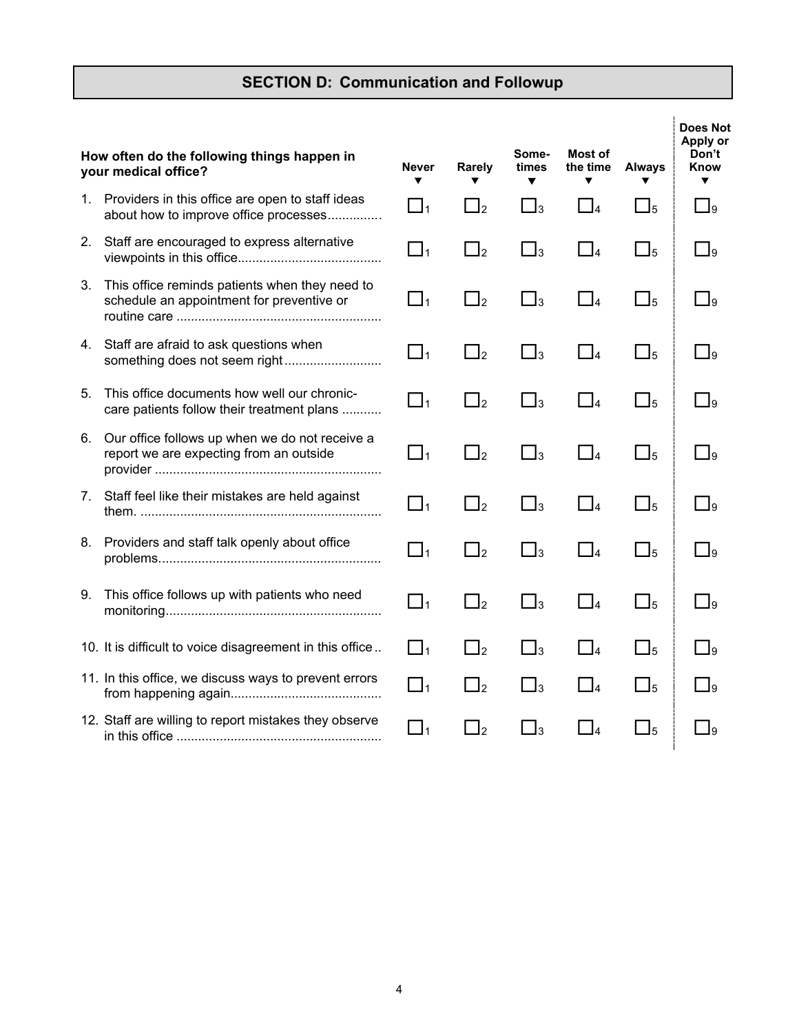## SECTION D: Communication and Followup

| How often do the following things happen in your medical office? | Never ▼ | Rarely ▼ | Some-times ▼ | Most of the time ▼ | Always ▼ | Does Not Apply or Don't Know ▼ |
|---|---|---|---|---|---|---|
| 1. Providers in this office are open to staff ideas about how to improve office processes | ☐1 | ☐2 | ☐3 | ☐4 | ☐5 | ☐9 |
| 2. Staff are encouraged to express alternative viewpoints in this office | ☐1 | ☐2 | ☐3 | ☐4 | ☐5 | ☐9 |
| 3. This office reminds patients when they need to schedule an appointment for preventive or routine care | ☐1 | ☐2 | ☐3 | ☐4 | ☐5 | ☐9 |
| 4. Staff are afraid to ask questions when something does not seem right | ☐1 | ☐2 | ☐3 | ☐4 | ☐5 | ☐9 |
| 5. This office documents how well our chronic-care patients follow their treatment plans | ☐1 | ☐2 | ☐3 | ☐4 | ☐5 | ☐9 |
| 6. Our office follows up when we do not receive a report we are expecting from an outside provider | ☐1 | ☐2 | ☐3 | ☐4 | ☐5 | ☐9 |
| 7. Staff feel like their mistakes are held against them. | ☐1 | ☐2 | ☐3 | ☐4 | ☐5 | ☐9 |
| 8. Providers and staff talk openly about office problems | ☐1 | ☐2 | ☐3 | ☐4 | ☐5 | ☐9 |
| 9. This office follows up with patients who need monitoring | ☐1 | ☐2 | ☐3 | ☐4 | ☐5 | ☐9 |
| 10. It is difficult to voice disagreement in this office | ☐1 | ☐2 | ☐3 | ☐4 | ☐5 | ☐9 |
| 11. In this office, we discuss ways to prevent errors from happening again | ☐1 | ☐2 | ☐3 | ☐4 | ☐5 | ☐9 |
| 12. Staff are willing to report mistakes they observe in this office | ☐1 | ☐2 | ☐3 | ☐4 | ☐5 | ☐9 |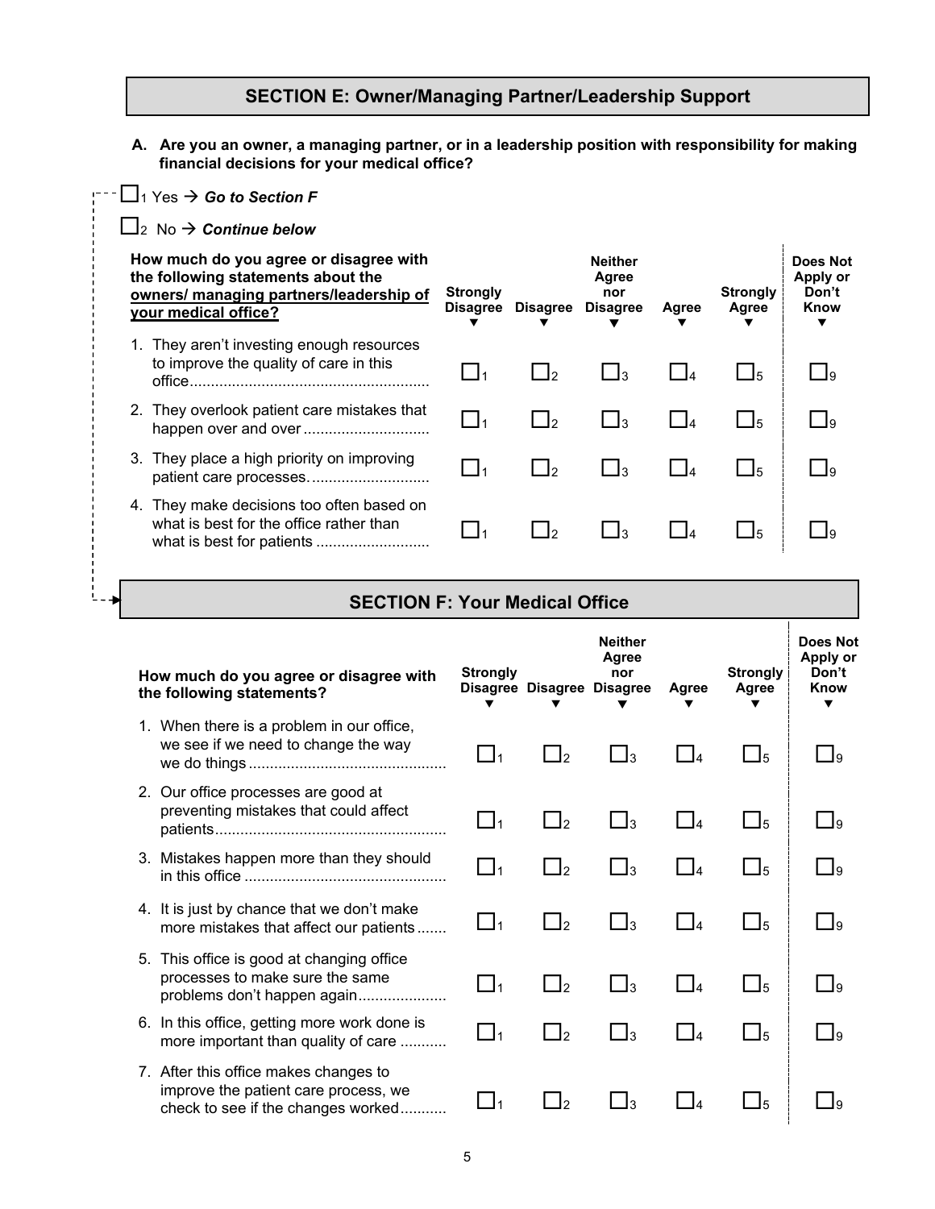## SECTION E: Owner/Managing Partner/Leadership Support

**A. Are you an owner, a managing partner, or in a leadership position with responsibility for making financial decisions for your medical office?**

☐1 Yes → ***Go to Section F***

☐2 No → ***Continue below***

| **How much do you agree or disagree with the following statements about the <u>owners/ managing partners/leadership of your medical office?</u>** | **Strongly Disagree** ▼ | **Disagree** ▼ | **Neither Agree nor Disagree** ▼ | **Agree** ▼ | **Strongly Agree** ▼ | **Does Not Apply or Don't Know** ▼ |
|---|---|---|---|---|---|---|
| 1. They aren't investing enough resources to improve the quality of care in this office | ☐1 | ☐2 | ☐3 | ☐4 | ☐5 | ☐9 |
| 2. They overlook patient care mistakes that happen over and over | ☐1 | ☐2 | ☐3 | ☐4 | ☐5 | ☐9 |
| 3. They place a high priority on improving patient care processes. | ☐1 | ☐2 | ☐3 | ☐4 | ☐5 | ☐9 |
| 4. They make decisions too often based on what is best for the office rather than what is best for patients | ☐1 | ☐2 | ☐3 | ☐4 | ☐5 | ☐9 |

## SECTION F: Your Medical Office

| **How much do you agree or disagree with the following statements?** | **Strongly Disagree** ▼ | **Disagree** ▼ | **Neither Agree nor Disagree** ▼ | **Agree** ▼ | **Strongly Agree** ▼ | **Does Not Apply or Don't Know** ▼ |
|---|---|---|---|---|---|---|
| 1. When there is a problem in our office, we see if we need to change the way we do things | ☐1 | ☐2 | ☐3 | ☐4 | ☐5 | ☐9 |
| 2. Our office processes are good at preventing mistakes that could affect patients | ☐1 | ☐2 | ☐3 | ☐4 | ☐5 | ☐9 |
| 3. Mistakes happen more than they should in this office | ☐1 | ☐2 | ☐3 | ☐4 | ☐5 | ☐9 |
| 4. It is just by chance that we don't make more mistakes that affect our patients | ☐1 | ☐2 | ☐3 | ☐4 | ☐5 | ☐9 |
| 5. This office is good at changing office processes to make sure the same problems don't happen again | ☐1 | ☐2 | ☐3 | ☐4 | ☐5 | ☐9 |
| 6. In this office, getting more work done is more important than quality of care | ☐1 | ☐2 | ☐3 | ☐4 | ☐5 | ☐9 |
| 7. After this office makes changes to improve the patient care process, we check to see if the changes worked | ☐1 | ☐2 | ☐3 | ☐4 | ☐5 | ☐9 |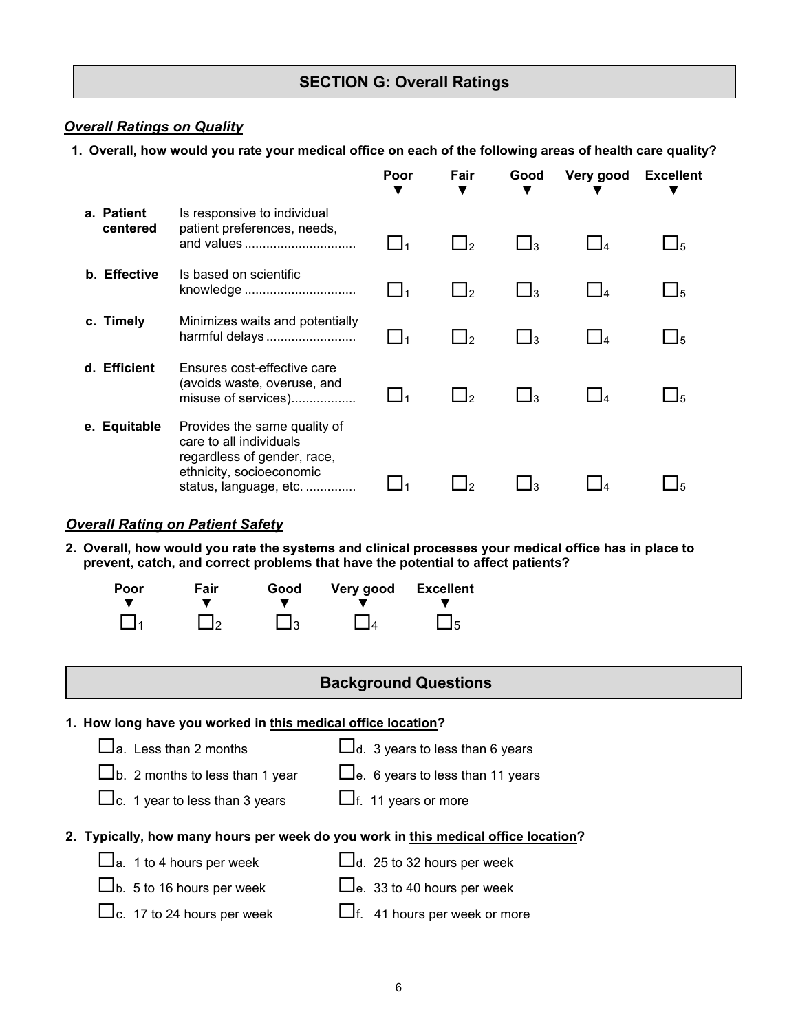## SECTION G: Overall Ratings

### *Overall Ratings on Quality*

**1. Overall, how would you rate your medical office on each of the following areas of health care quality?**

| | | Poor ▼ | Fair ▼ | Good ▼ | Very good ▼ | Excellent ▼ |
|---|---|---|---|---|---|---|
| **a. Patient centered** | Is responsive to individual patient preferences, needs, and values .............................. | ☐1 | ☐2 | ☐3 | ☐4 | ☐5 |
| **b. Effective** | Is based on scientific knowledge .............................. | ☐1 | ☐2 | ☐3 | ☐4 | ☐5 |
| **c. Timely** | Minimizes waits and potentially harmful delays ........................ | ☐1 | ☐2 | ☐3 | ☐4 | ☐5 |
| **d. Efficient** | Ensures cost-effective care (avoids waste, overuse, and misuse of services)................. | ☐1 | ☐2 | ☐3 | ☐4 | ☐5 |
| **e. Equitable** | Provides the same quality of care to all individuals regardless of gender, race, ethnicity, socioeconomic status, language, etc. ............. | ☐1 | ☐2 | ☐3 | ☐4 | ☐5 |

### *Overall Rating on Patient Safety*

**2. Overall, how would you rate the systems and clinical processes your medical office has in place to prevent, catch, and correct problems that have the potential to affect patients?**

| Poor ▼ | Fair ▼ | Good ▼ | Very good ▼ | Excellent ▼ |
|---|---|---|---|---|
| ☐1 | ☐2 | ☐3 | ☐4 | ☐5 |

## Background Questions

**1. How long have you worked in <u>this medical office location</u>?**

- ☐a. Less than 2 months
- ☐b. 2 months to less than 1 year
- ☐c. 1 year to less than 3 years
- ☐d. 3 years to less than 6 years
- ☐e. 6 years to less than 11 years
- ☐f. 11 years or more

**2. Typically, how many hours per week do you work in <u>this medical office location</u>?**

- ☐a. 1 to 4 hours per week
- ☐b. 5 to 16 hours per week
- ☐c. 17 to 24 hours per week
- ☐d. 25 to 32 hours per week
- ☐e. 33 to 40 hours per week
- ☐f. 41 hours per week or more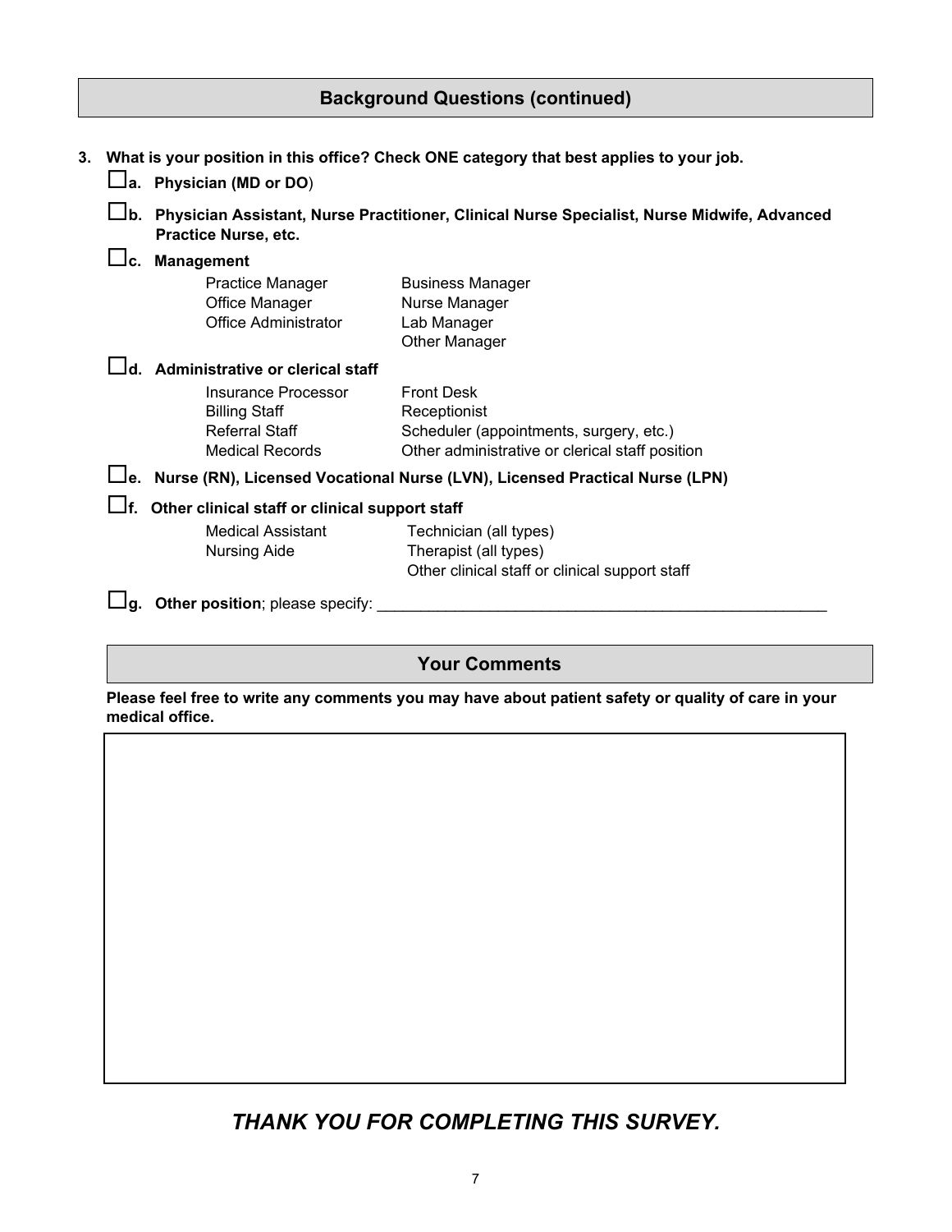## Background Questions (continued)

**3. What is your position in this office? Check ONE category that best applies to your job.**

☐ **a. Physician (MD or DO)**

☐ **b. Physician Assistant, Nurse Practitioner, Clinical Nurse Specialist, Nurse Midwife, Advanced Practice Nurse, etc.**

☐ **c. Management**

| | |
|---|---|
| Practice Manager | Business Manager |
| Office Manager | Nurse Manager |
| Office Administrator | Lab Manager |
| | Other Manager |

☐ **d. Administrative or clerical staff**

| | |
|---|---|
| Insurance Processor | Front Desk |
| Billing Staff | Receptionist |
| Referral Staff | Scheduler (appointments, surgery, etc.) |
| Medical Records | Other administrative or clerical staff position |

☐ **e. Nurse (RN), Licensed Vocational Nurse (LVN), Licensed Practical Nurse (LPN)**

☐ **f. Other clinical staff or clinical support staff**

| | |
|---|---|
| Medical Assistant | Technician (all types) |
| Nursing Aide | Therapist (all types) |
| | Other clinical staff or clinical support staff |

☐ **g. Other position**; please specify: ______________________________________________________

## Your Comments

**Please feel free to write any comments you may have about patient safety or quality of care in your medical office.**

| |
|---|
| |

## *THANK YOU FOR COMPLETING THIS SURVEY.*